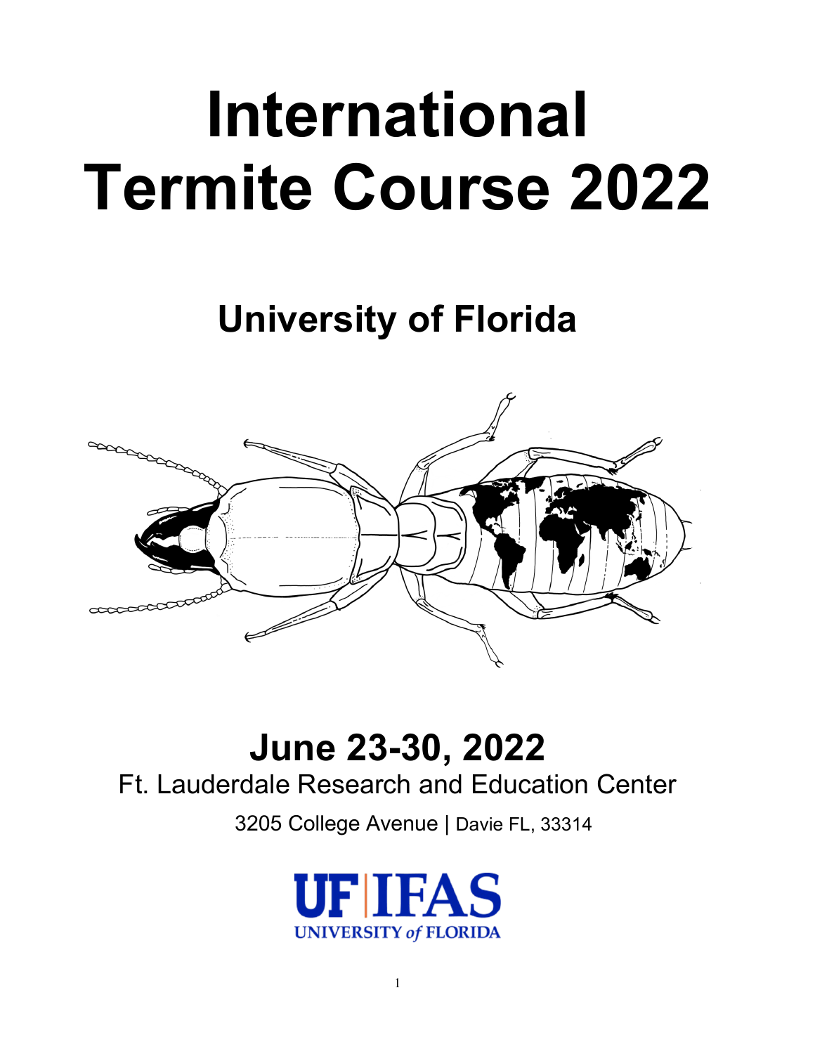# International Termite Course 2022

## University of Florida

## June 23-30, 2022

Ft. Lauderdale Research and Education Center

3205 College Avenue | Davie FL, 33314

UF | IFAS
UNIVERSITY of FLORIDA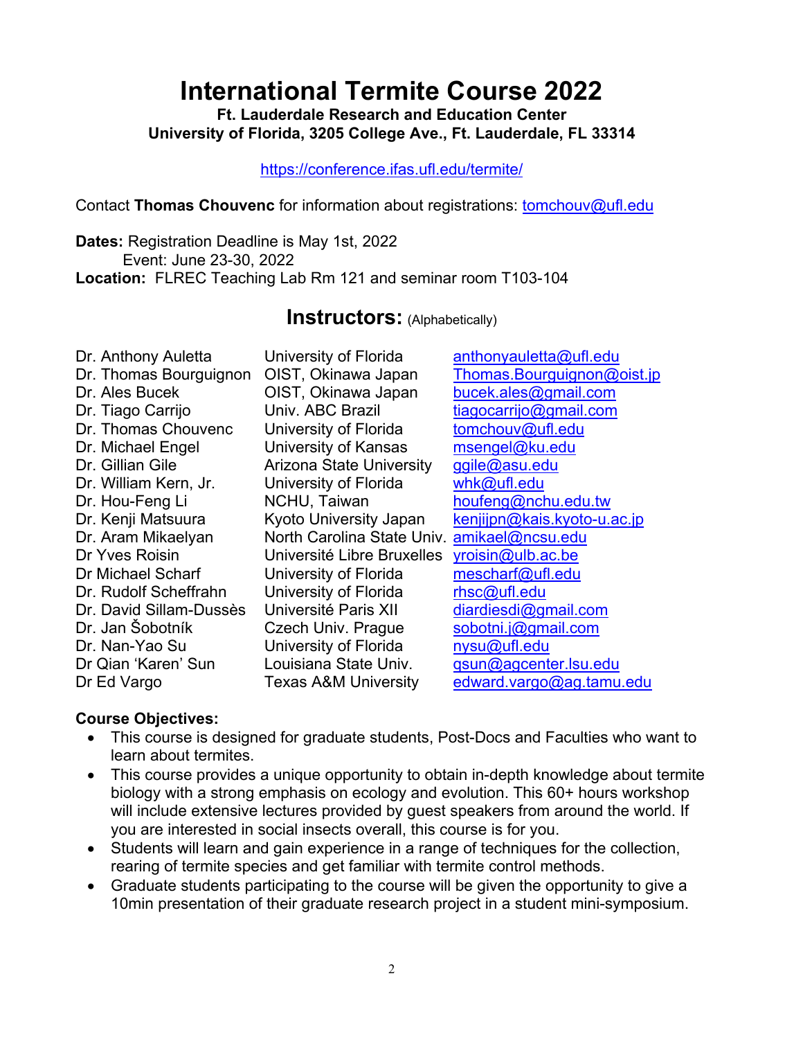# International Termite Course 2022

**Ft. Lauderdale Research and Education Center**
**University of Florida, 3205 College Ave., Ft. Lauderdale, FL 33314**

https://conference.ifas.ufl.edu/termite/

Contact **Thomas Chouvenc** for information about registrations: tomchouv@ufl.edu

**Dates:** Registration Deadline is May 1st, 2022
Event: June 23-30, 2022
**Location:** FLREC Teaching Lab Rm 121 and seminar room T103-104

## Instructors: (Alphabetically)

| | | |
|---|---|---|
| Dr. Anthony Auletta | University of Florida | anthonyauletta@ufl.edu |
| Dr. Thomas Bourguignon | OIST, Okinawa Japan | Thomas.Bourguignon@oist.jp |
| Dr. Ales Bucek | OIST, Okinawa Japan | bucek.ales@gmail.com |
| Dr. Tiago Carrijo | Univ. ABC Brazil | tiagocarrijo@gmail.com |
| Dr. Thomas Chouvenc | University of Florida | tomchouv@ufl.edu |
| Dr. Michael Engel | University of Kansas | msengel@ku.edu |
| Dr. Gillian Gile | Arizona State University | ggile@asu.edu |
| Dr. William Kern, Jr. | University of Florida | whk@ufl.edu |
| Dr. Hou-Feng Li | NCHU, Taiwan | houfeng@nchu.edu.tw |
| Dr. Kenji Matsuura | Kyoto University Japan | kenjijpn@kais.kyoto-u.ac.jp |
| Dr. Aram Mikaelyan | North Carolina State Univ. | amikael@ncsu.edu |
| Dr Yves Roisin | Université Libre Bruxelles | yroisin@ulb.ac.be |
| Dr Michael Scharf | University of Florida | mescharf@ufl.edu |
| Dr. Rudolf Scheffrahn | University of Florida | rhsc@ufl.edu |
| Dr. David Sillam-Dussès | Université Paris XII | diardiesdi@gmail.com |
| Dr. Jan Šobotník | Czech Univ. Prague | sobotni.j@gmail.com |
| Dr. Nan-Yao Su | University of Florida | nysu@ufl.edu |
| Dr Qian 'Karen' Sun | Louisiana State Univ. | qsun@agcenter.lsu.edu |
| Dr Ed Vargo | Texas A&M University | edward.vargo@ag.tamu.edu |

**Course Objectives:**

- This course is designed for graduate students, Post-Docs and Faculties who want to learn about termites.
- This course provides a unique opportunity to obtain in-depth knowledge about termite biology with a strong emphasis on ecology and evolution. This 60+ hours workshop will include extensive lectures provided by guest speakers from around the world. If you are interested in social insects overall, this course is for you.
- Students will learn and gain experience in a range of techniques for the collection, rearing of termite species and get familiar with termite control methods.
- Graduate students participating to the course will be given the opportunity to give a 10min presentation of their graduate research project in a student mini-symposium.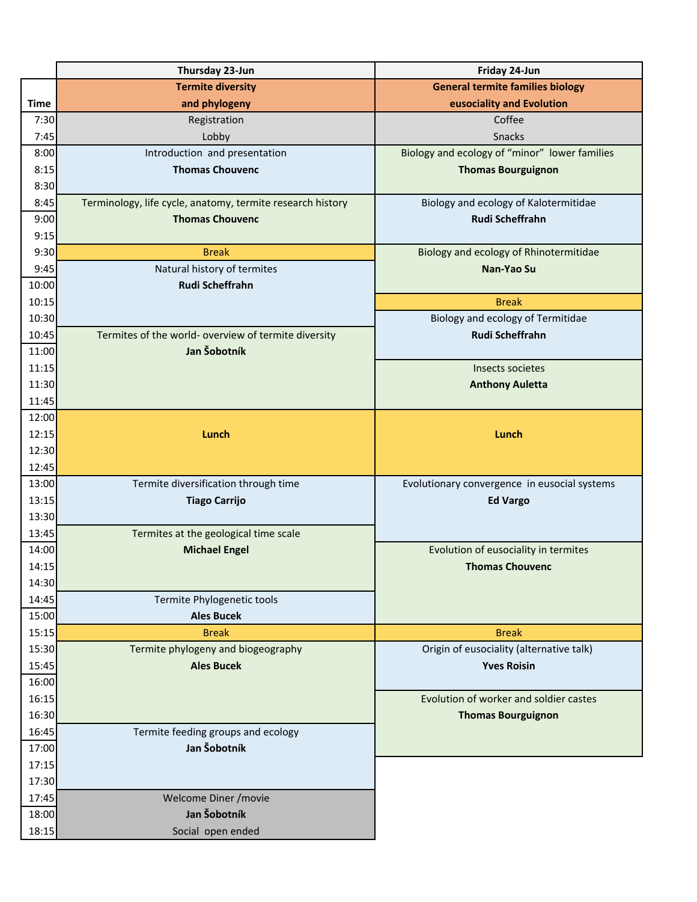| Time | Thursday 23-Jun | Friday 24-Jun |
|---|---|---|
| | **Termite diversity and phylogeny** | **General termite families biology eusociality and Evolution** |
| 7:30 | Registration | Coffee |
| 7:45 | Lobby | Snacks |
| 8:00 | Introduction and presentation | Biology and ecology of "minor" lower families |
| 8:15 | **Thomas Chouvenc** | **Thomas Bourguignon** |
| 8:30 | | |
| 8:45 | Terminology, life cycle, anatomy, termite research history | Biology and ecology of Kalotermitidae |
| 9:00 | **Thomas Chouvenc** | **Rudi Scheffrahn** |
| 9:15 | | |
| 9:30 | Break | Biology and ecology of Rhinotermitidae |
| 9:45 | Natural history of termites | **Nan-Yao Su** |
| 10:00 | **Rudi Scheffrahn** | |
| 10:15 | | Break |
| 10:30 | | Biology and ecology of Termitidae |
| 10:45 | Termites of the world- overview of termite diversity | **Rudi Scheffrahn** |
| 11:00 | **Jan Šobotník** | |
| 11:15 | | Insects societes |
| 11:30 | | **Anthony Auletta** |
| 11:45 | | |
| 12:00 | **Lunch** | **Lunch** |
| 12:15 | | |
| 12:30 | | |
| 12:45 | | |
| 13:00 | Termite diversification through time | Evolutionary convergence in eusocial systems |
| 13:15 | **Tiago Carrijo** | **Ed Vargo** |
| 13:30 | | |
| 13:45 | Termites at the geological time scale | |
| 14:00 | **Michael Engel** | Evolution of eusociality in termites |
| 14:15 | | **Thomas Chouvenc** |
| 14:30 | | |
| 14:45 | Termite Phylogenetic tools | |
| 15:00 | **Ales Bucek** | |
| 15:15 | Break | Break |
| 15:30 | Termite phylogeny and biogeography | Origin of eusociality (alternative talk) |
| 15:45 | **Ales Bucek** | **Yves Roisin** |
| 16:00 | | |
| 16:15 | | Evolution of worker and soldier castes |
| 16:30 | | **Thomas Bourguignon** |
| 16:45 | Termite feeding groups and ecology | |
| 17:00 | **Jan Šobotník** | |
| 17:15 | | |
| 17:30 | | |
| 17:45 | Welcome Diner /movie | |
| 18:00 | **Jan Šobotník** | |
| 18:15 | Social open ended | |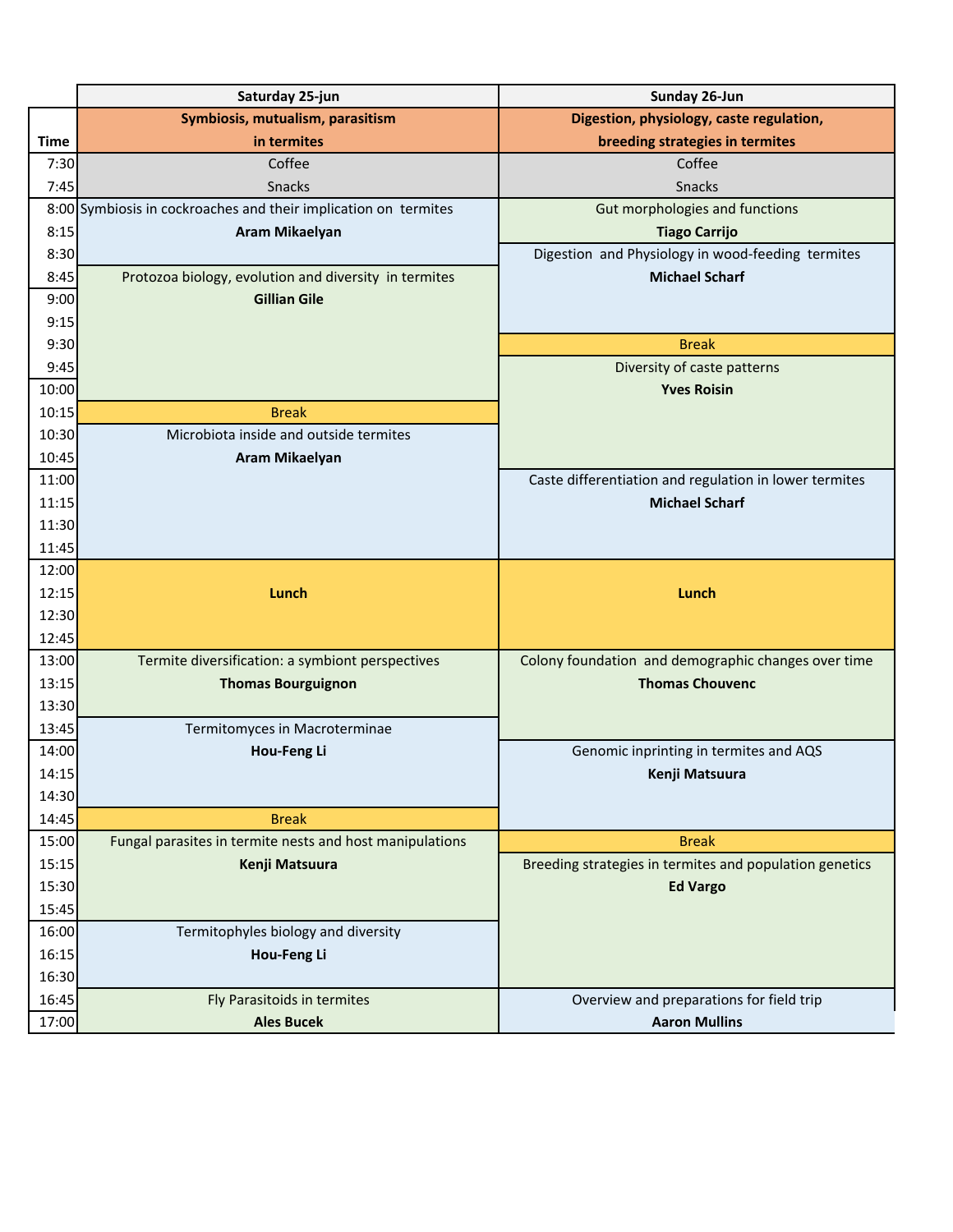| Time | Saturday 25-jun | Sunday 26-Jun |
|---|---|---|
| | **Symbiosis, mutualism, parasitism in termites** | **Digestion, physiology, caste regulation, breeding strategies in termites** |
| 7:30 | Coffee | Coffee |
| 7:45 | Snacks | Snacks |
| 8:00 | Symbiosis in cockroaches and their implication on termites | Gut morphologies and functions |
| 8:15 | **Aram Mikaelyan** | **Tiago Carrijo** |
| 8:30 | | Digestion and Physiology in wood-feeding termites |
| 8:45 | Protozoa biology, evolution and diversity in termites | **Michael Scharf** |
| 9:00 | **Gillian Gile** | |
| 9:15 | | |
| 9:30 | | Break |
| 9:45 | | Diversity of caste patterns |
| 10:00 | | **Yves Roisin** |
| 10:15 | Break | |
| 10:30 | Microbiota inside and outside termites | |
| 10:45 | **Aram Mikaelyan** | |
| 11:00 | | Caste differentiation and regulation in lower termites |
| 11:15 | | **Michael Scharf** |
| 11:30 | | |
| 11:45 | | |
| 12:00 | | |
| 12:15 | **Lunch** | **Lunch** |
| 12:30 | | |
| 12:45 | | |
| 13:00 | Termite diversification: a symbiont perspectives | Colony foundation and demographic changes over time |
| 13:15 | **Thomas Bourguignon** | **Thomas Chouvenc** |
| 13:30 | | |
| 13:45 | Termitomyces in Macroterminae | |
| 14:00 | **Hou-Feng Li** | Genomic inprinting in termites and AQS |
| 14:15 | | **Kenji Matsuura** |
| 14:30 | | |
| 14:45 | Break | |
| 15:00 | Fungal parasites in termite nests and host manipulations | Break |
| 15:15 | **Kenji Matsuura** | Breeding strategies in termites and population genetics |
| 15:30 | | **Ed Vargo** |
| 15:45 | | |
| 16:00 | Termitophyles biology and diversity | |
| 16:15 | **Hou-Feng Li** | |
| 16:30 | | |
| 16:45 | Fly Parasitoids in termites | Overview and preparations for field trip |
| 17:00 | **Ales Bucek** | **Aaron Mullins** |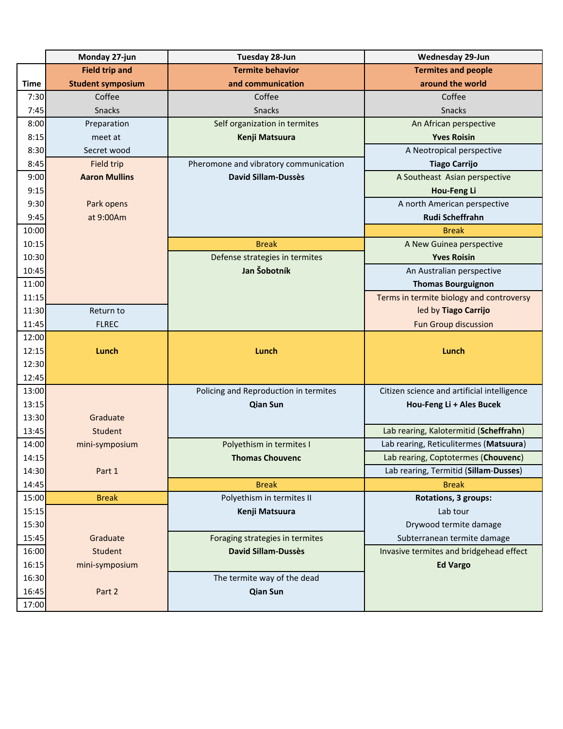| Time | Monday 27-jun | Tuesday 28-Jun | Wednesday 29-Jun |
|---|---|---|---|
| | **Field trip and Student symposium** | **Termite behavior and communication** | **Termites and people around the world** |
| 7:30 | Coffee | Coffee | Coffee |
| 7:45 | Snacks | Snacks | Snacks |
| 8:00 | Preparation | Self organization in termites | An African perspective |
| 8:15 | meet at | **Kenji Matsuura** | **Yves Roisin** |
| 8:30 | Secret wood | | A Neotropical perspective |
| 8:45 | Field trip | Pheromone and vibratory communication | **Tiago Carrijo** |
| 9:00 | **Aaron Mullins** | **David Sillam-Dussès** | A Southeast Asian perspective |
| 9:15 | | | **Hou-Feng Li** |
| 9:30 | Park opens | | A north American perspective |
| 9:45 | at 9:00Am | | **Rudi Scheffrahn** |
| 10:00 | | | Break |
| 10:15 | | Break | A New Guinea perspective |
| 10:30 | | Defense strategies in termites | **Yves Roisin** |
| 10:45 | | **Jan Šobotník** | An Australian perspective |
| 11:00 | | | **Thomas Bourguignon** |
| 11:15 | | | Terms in termite biology and controversy |
| 11:30 | Return to | | led by **Tiago Carrijo** |
| 11:45 | FLREC | | Fun Group discussion |
| 12:00 | | | |
| 12:15 | **Lunch** | **Lunch** | **Lunch** |
| 12:30 | | | |
| 12:45 | | | |
| 13:00 | | Policing and Reproduction in termites | Citizen science and artificial intelligence |
| 13:15 | | **Qian Sun** | **Hou-Feng Li + Ales Bucek** |
| 13:30 | Graduate | | |
| 13:45 | Student | | Lab rearing, Kalotermitid (**Scheffrahn**) |
| 14:00 | mini-symposium | Polyethism in termites I | Lab rearing, Reticulitermes (**Matsuura**) |
| 14:15 | | **Thomas Chouvenc** | Lab rearing, Coptotermes (**Chouvenc**) |
| 14:30 | Part 1 | | Lab rearing, Termitid (**Sillam-Dusses**) |
| 14:45 | | Break | Break |
| 15:00 | Break | Polyethism in termites II | **Rotations, 3 groups:** |
| 15:15 | | **Kenji Matsuura** | Lab tour |
| 15:30 | | | Drywood termite damage |
| 15:45 | Graduate | Foraging strategies in termites | Subterranean termite damage |
| 16:00 | Student | **David Sillam-Dussès** | Invasive termites and bridgehead effect |
| 16:15 | mini-symposium | | **Ed Vargo** |
| 16:30 | | The termite way of the dead | |
| 16:45 | Part 2 | **Qian Sun** | |
| 17:00 | | | |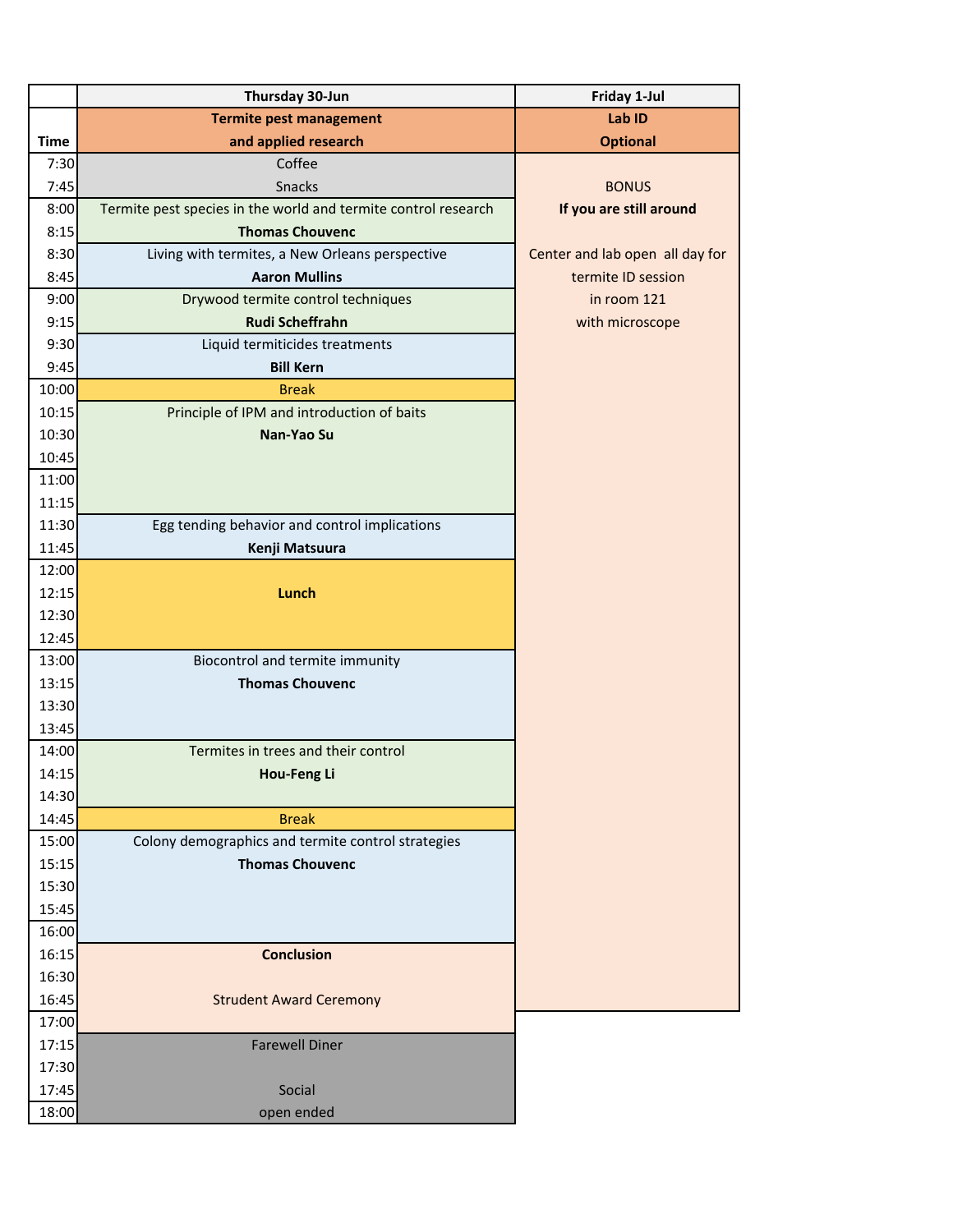| Time | Thursday 30-Jun | Friday 1-Jul |
|---|---|---|
| | **Termite pest management and applied research** | **Lab ID Optional** |
| 7:30 | Coffee | |
| 7:45 | Snacks | BONUS |
| 8:00 | Termite pest species in the world and termite control research | **If you are still around** |
| 8:15 | **Thomas Chouvenc** | |
| 8:30 | Living with termites, a New Orleans perspective | Center and lab open all day for |
| 8:45 | **Aaron Mullins** | termite ID session |
| 9:00 | Drywood termite control techniques | in room 121 |
| 9:15 | **Rudi Scheffrahn** | with microscope |
| 9:30 | Liquid termiticides treatments | |
| 9:45 | **Bill Kern** | |
| 10:00 | Break | |
| 10:15 | Principle of IPM and introduction of baits | |
| 10:30 | **Nan-Yao Su** | |
| 10:45 | | |
| 11:00 | | |
| 11:15 | | |
| 11:30 | Egg tending behavior and control implications | |
| 11:45 | **Kenji Matsuura** | |
| 12:00 | | |
| 12:15 | **Lunch** | |
| 12:30 | | |
| 12:45 | | |
| 13:00 | Biocontrol and termite immunity | |
| 13:15 | **Thomas Chouvenc** | |
| 13:30 | | |
| 13:45 | | |
| 14:00 | Termites in trees and their control | |
| 14:15 | **Hou-Feng Li** | |
| 14:30 | | |
| 14:45 | Break | |
| 15:00 | Colony demographics and termite control strategies | |
| 15:15 | **Thomas Chouvenc** | |
| 15:30 | | |
| 15:45 | | |
| 16:00 | | |
| 16:15 | **Conclusion** | |
| 16:30 | | |
| 16:45 | Strudent Award Ceremony | |
| 17:00 | | |
| 17:15 | Farewell Diner | |
| 17:30 | | |
| 17:45 | Social | |
| 18:00 | open ended | |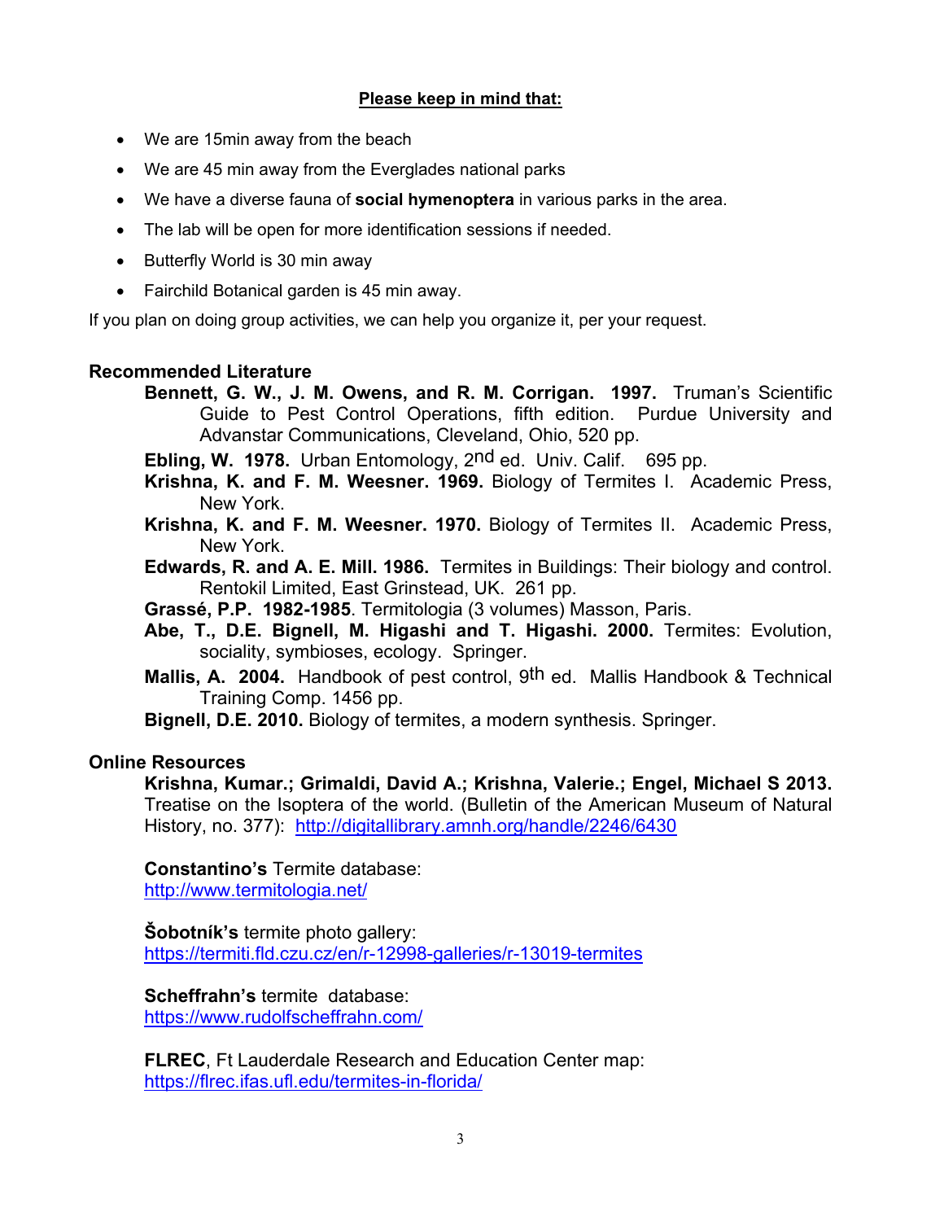**Please keep in mind that:**

- We are 15min away from the beach
- We are 45 min away from the Everglades national parks
- We have a diverse fauna of **social hymenoptera** in various parks in the area.
- The lab will be open for more identification sessions if needed.
- Butterfly World is 30 min away
- Fairchild Botanical garden is 45 min away.

If you plan on doing group activities, we can help you organize it, per your request.

## Recommended Literature

**Bennett, G. W., J. M. Owens, and R. M. Corrigan. 1997.** Truman's Scientific Guide to Pest Control Operations, fifth edition. Purdue University and Advanstar Communications, Cleveland, Ohio, 520 pp.

**Ebling, W. 1978.** Urban Entomology, 2nd ed. Univ. Calif. 695 pp.

**Krishna, K. and F. M. Weesner. 1969.** Biology of Termites I. Academic Press, New York.

**Krishna, K. and F. M. Weesner. 1970.** Biology of Termites II. Academic Press, New York.

**Edwards, R. and A. E. Mill. 1986.** Termites in Buildings: Their biology and control. Rentokil Limited, East Grinstead, UK. 261 pp.

**Grassé, P.P. 1982-1985**. Termitologia (3 volumes) Masson, Paris.

**Abe, T., D.E. Bignell, M. Higashi and T. Higashi. 2000.** Termites: Evolution, sociality, symbioses, ecology. Springer.

**Mallis, A. 2004.** Handbook of pest control, 9th ed. Mallis Handbook & Technical Training Comp. 1456 pp.

**Bignell, D.E. 2010.** Biology of termites, a modern synthesis. Springer.

## Online Resources

**Krishna, Kumar.; Grimaldi, David A.; Krishna, Valerie.; Engel, Michael S 2013.** Treatise on the Isoptera of the world. (Bulletin of the American Museum of Natural History, no. 377): http://digitallibrary.amnh.org/handle/2246/6430

**Constantino's** Termite database:
http://www.termitologia.net/

**Šobotník's** termite photo gallery:
https://termiti.fld.czu.cz/en/r-12998-galleries/r-13019-termites

**Scheffrahn's** termite database:
https://www.rudolfscheffrahn.com/

**FLREC**, Ft Lauderdale Research and Education Center map:
https://flrec.ifas.ufl.edu/termites-in-florida/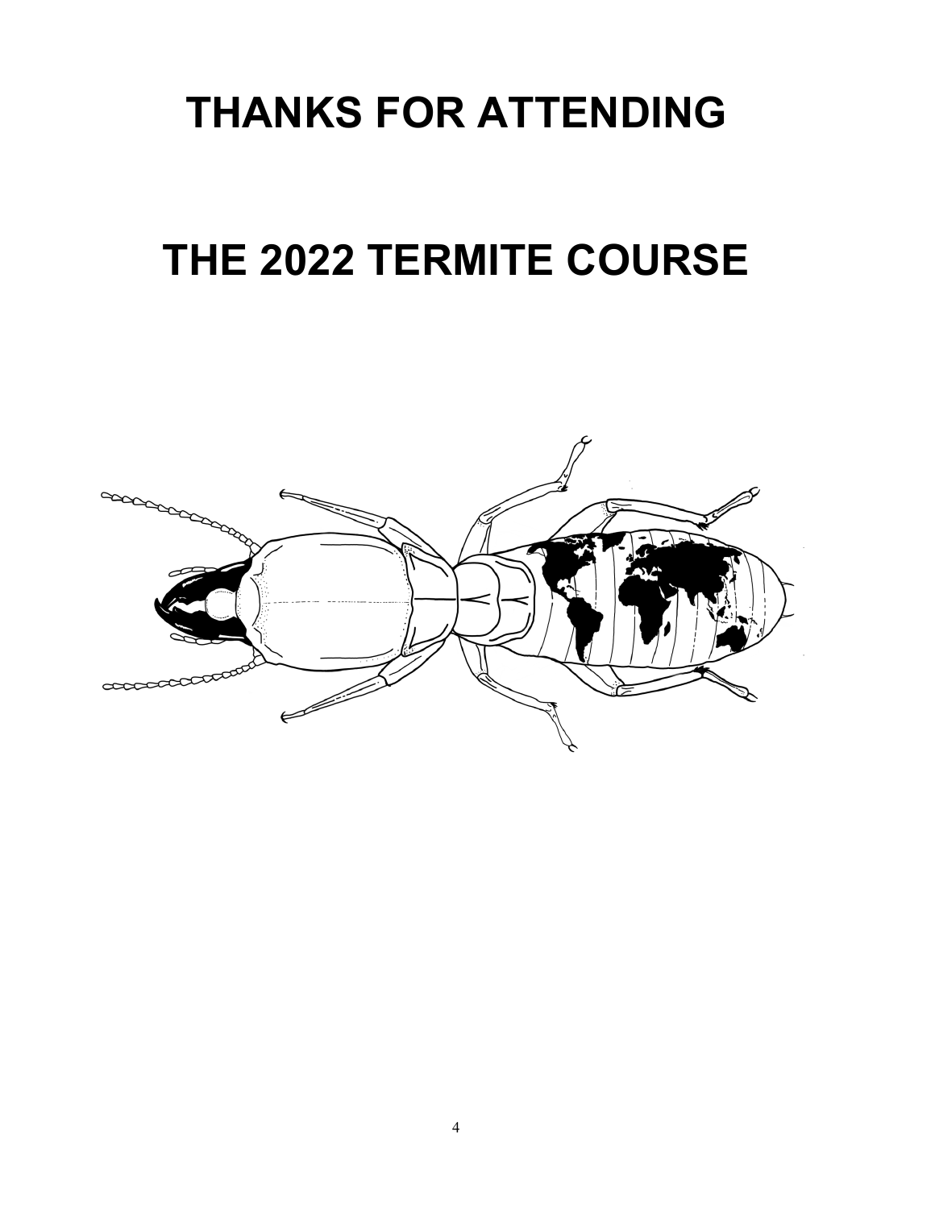# THANKS FOR ATTENDING

# THE 2022 TERMITE COURSE